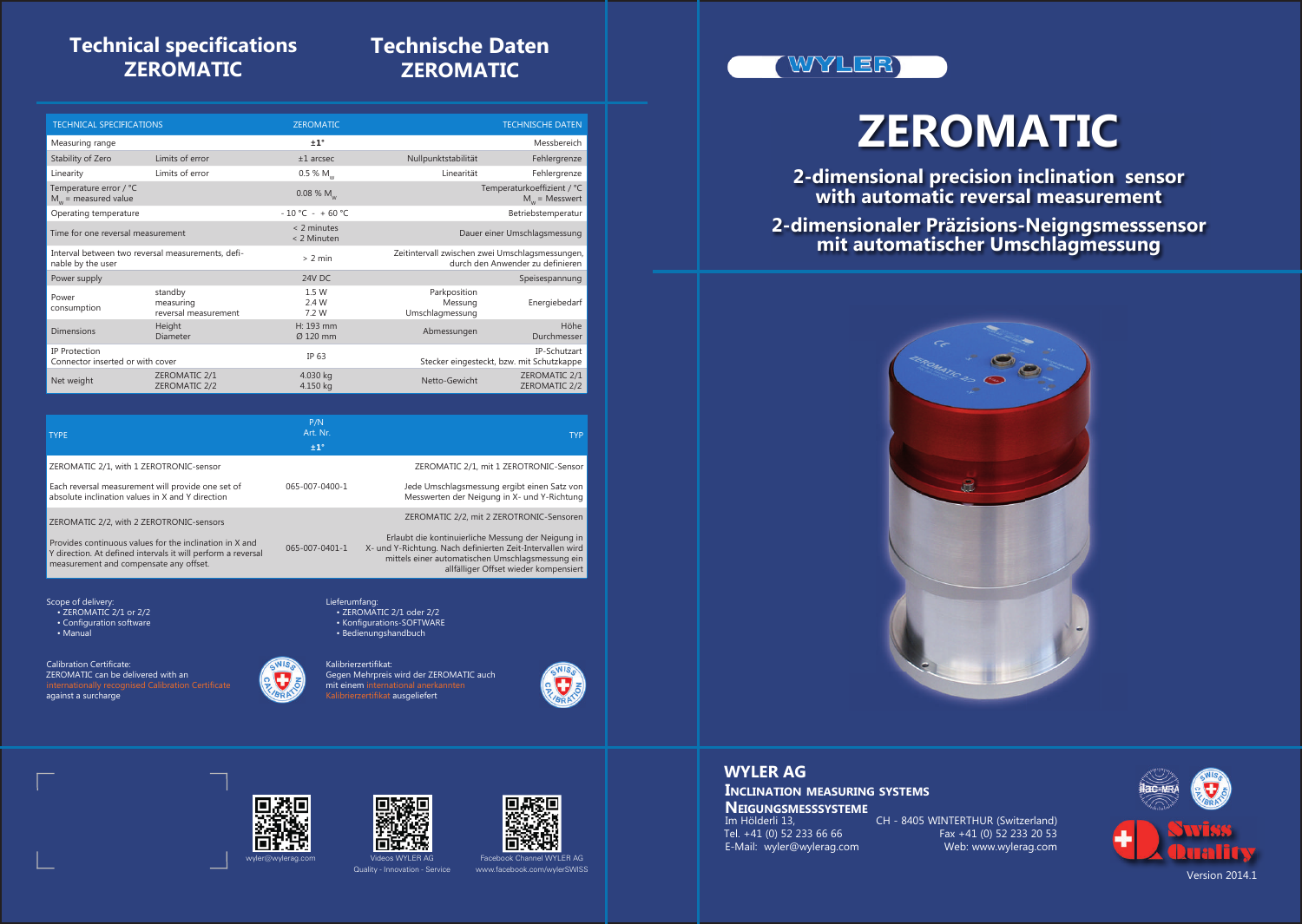# Technical specifications ZEROMATIC

# Technische Daten ZEROMATIC

| TECHNICAL SPECIFICATIONS | | ZEROMATIC | | TECHNISCHE DATEN |
|---|---|---|---|---|
| Measuring range | | ±1° | | Messbereich |
| Stability of Zero | Limits of error | ±1 arcsec | Nullpunktstabilität | Fehlergrenze |
| Linearity | Limits of error | 0.5 % $M_w$ | Linearität | Fehlergrenze |
| Temperature error / °C $M_w$ = measured value | | 0.08 % $M_w$ | | Temperaturkoeffizient / °C $M_w$ = Messwert |
| Operating temperature | | - 10 °C - + 60 °C | | Betriebstemperatur |
| Time for one reversal measurement | | < 2 minutes < 2 Minuten | | Dauer einer Umschlagsmessung |
| Interval between two reversal measurements, definable by the user | | > 2 min | | Zeitintervall zwischen zwei Umschlagsmessungen, durch den Anwender zu definieren |
| Power supply | | 24V DC | | Speisespannung |
| Power consumption | standby<br>measuring<br>reversal measurement | 1.5 W<br>2.4 W<br>7.2 W | Parkposition<br>Messung<br>Umschlagmessung | Energiebedarf |
| Dimensions | Height<br>Diameter | H: 193 mm<br>Ø 120 mm | Abmessungen | Höhe<br>Durchmesser |
| IP Protection<br>Connector inserted or with cover | | IP 63 | | IP-Schutzart<br>Stecker eingesteckt, bzw. mit Schutzkappe |
| Net weight | ZEROMATIC 2/1<br>ZEROMATIC 2/2 | 4.030 kg<br>4.150 kg | Netto-Gewicht | ZEROMATIC 2/1<br>ZEROMATIC 2/2 |

| TYPE | P/N Art. Nr. ±1° | TYP |
|---|---|---|
| ZEROMATIC 2/1, with 1 ZEROTRONIC-sensor | | ZEROMATIC 2/1, mit 1 ZEROTRONIC-Sensor |
| Each reversal measurement will provide one set of absolute inclination values in X and Y direction | 065-007-0400-1 | Jede Umschlagsmessung ergibt einen Satz von Messwerten der Neigung in X- und Y-Richtung |
| ZEROMATIC 2/2, with 2 ZEROTRONIC-sensors | | ZEROMATIC 2/2, mit 2 ZEROTRONIC-Sensoren |
| Provides continuous values for the inclination in X and Y direction. At defined intervals it will perform a reversal measurement and compensate any offset. | 065-007-0401-1 | Erlaubt die kontinuierliche Messung der Neigung in X- und Y-Richtung. Nach definierten Zeit-Intervallen wird mittels einer automatischen Umschlagsmessung ein allfälliger Offset wieder kompensiert |

Scope of delivery:
- ZEROMATIC 2/1 or 2/2
- Configuration software
- Manual

Lieferumfang:
- ZEROMATIC 2/1 oder 2/2
- Konfigurations-SOFTWARE
- Bedienungshandbuch

Calibration Certificate:
ZEROMATIC can be delivered with an internationally recognised Calibration Certificate against a surcharge

Kalibrierzertifikat:
Gegen Mehrpreis wird der ZEROMATIC auch mit einem international anerkannten Kalibrierzertifikat ausgeliefert

wyler@wylerag.com

Videos WYLER AG
Quality - Innovation - Service

Facebook Channel WYLER AG
www.facebook.com/wylerSWISS

WYLER

# ZEROMATIC

## 2-dimensional precision inclination sensor with automatic reversal measurement

## 2-dimensionaler Präzisions-Neigngsmesssensor mit automatischer Umschlagmessung

**WYLER AG**
**INCLINATION MEASURING SYSTEMS**
**NEIGUNGSMESSSYSTEME**
Im Hölderli 13, CH - 8405 WINTERTHUR (Switzerland)
Tel. +41 (0) 52 233 66 66 Fax +41 (0) 52 233 20 53
E-Mail: wyler@wylerag.com Web: www.wylerag.com

Swiss Quality

Version 2014.1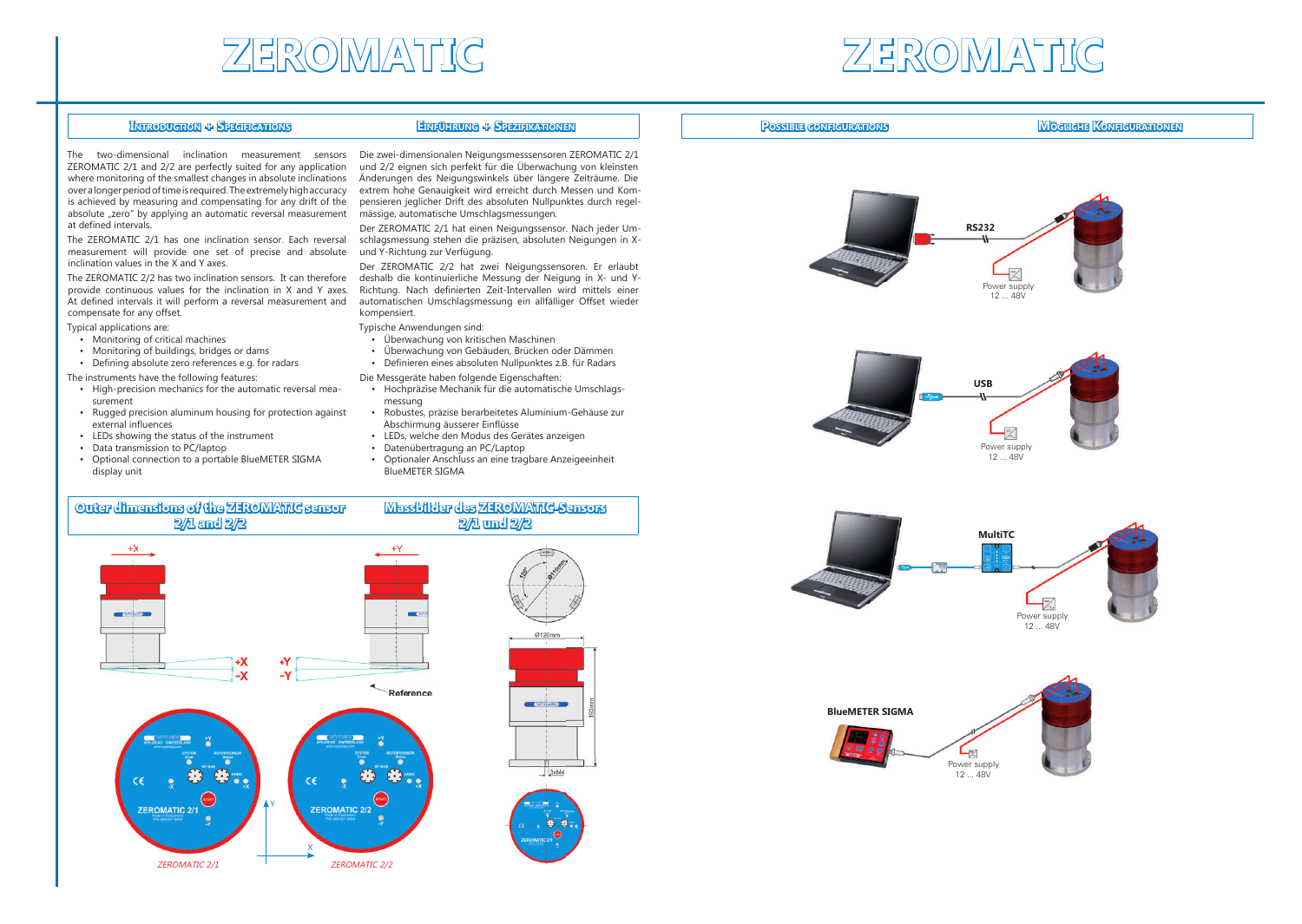# ZEROMATIC

## Introduction + Specifications

The two-dimensional inclination measurement sensors ZEROMATIC 2/1 and 2/2 are perfectly suited for any application where monitoring of the smallest changes in absolute inclinations over a longer period of time is required. The extremely high accuracy is achieved by measuring and compensating for any drift of the absolute „zero" by applying an automatic reversal measurement at defined intervals.

The ZEROMATIC 2/1 has one inclination sensor. Each reversal measurement will provide one set of precise and absolute inclination values in the X and Y axes.

The ZEROMATIC 2/2 has two inclination sensors. It can therefore provide continuous values for the inclination in X and Y axes. At defined intervals it will perform a reversal measurement and compensate for any offset.

Typical applications are:

- Monitoring of critical machines
- Monitoring of buildings, bridges or dams
- Defining absolute zero references e.g. for radars

The instruments have the following features:

- High-precision mechanics for the automatic reversal measurement
- Rugged precision aluminum housing for protection against external influences
- LEDs showing the status of the instrument
- Data transmission to PC/laptop
- Optional connection to a portable BlueMETER SIGMA display unit

## Einführung + Spezifikationen

Die zwei-dimensionalen Neigungsmesssensoren ZEROMATIC 2/1 und 2/2 eignen sich perfekt für die Überwachung von kleinsten Änderungen des Neigungswinkels über längere Zeiträume. Die extrem hohe Genauigkeit wird erreicht durch Messen und Kompensieren jeglicher Drift des absoluten Nullpunktes durch regelmässige, automatische Umschlagsmessungen.

Der ZEROMATIC 2/1 hat einen Neigungssensor. Nach jeder Umschlagsmessung stehen die präzisen, absoluten Neigungen in X- und Y-Richtung zur Verfügung.

Der ZEROMATIC 2/2 hat zwei Neigungssensoren. Er erlaubt deshalb die kontinuierliche Messung der Neigung in X- und Y-Richtung. Nach definierten Zeit-Intervallen wird mittels einer automatischen Umschlagsmessung ein allfälliger Offset wieder kompensiert.

Typische Anwendungen sind:

- Überwachung von kritischen Maschinen
- Überwachung von Gebäuden, Brücken oder Dämmen
- Definieren eines absoluten Nullpunktes z.B. für Radars

Die Messgeräte haben folgende Eigenschaften:

- Hochpräzise Mechanik für die automatische Umschlagsmessung
- Robustes, präzise berarbeitetes Aluminium-Gehäuse zur Abschirmung äusserer Einflüsse
- LEDs, welche den Modus des Gerätes anzeigen
- Datenübertragung an PC/Laptop
- Optionaler Anschluss an eine tragbare Anzeigeeinheit BlueMETER SIGMA

## Outer dimensions of the ZEROMATIC sensor 2/1 and 2/2

## Massbilder des ZEROMATIC-Sensors 2/1 und 2/2

+X
+Y
+X
-X
+Y
-Y
Reference
120°
Ø110mm
Ø120mm
150mm
3xM4
Y
X
ZEROMATIC 2/1
ZEROMATIC 2/2

## Possible configurations

## Mögliche Konfigurationen

RS232
Power supply
12 ... 48V

USB
Power supply
12 ... 48V

MultiTC
Power supply
12 ... 48V

BlueMETER SIGMA
Power supply
12 ... 48V